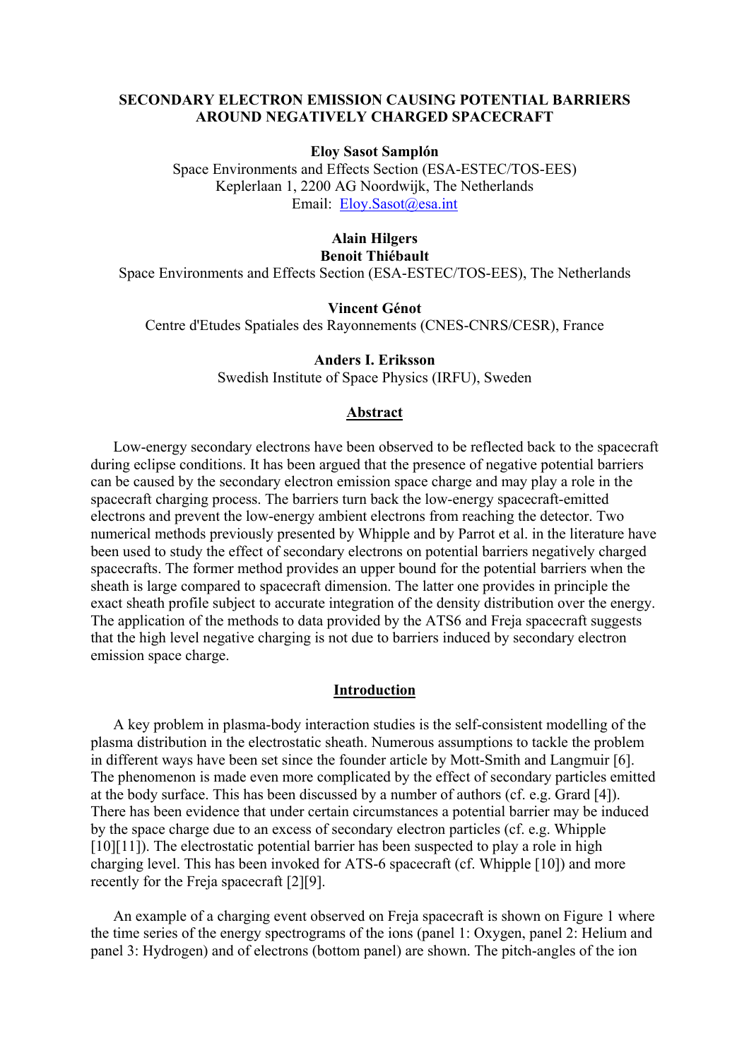# SECONDARY ELECTRON EMISSION CAUSING POTENTIAL BARRIERS AROUND NEGATIVELY CHARGED SPACECRAFT

**Eloy Sasot Samplón**
Space Environments and Effects Section (ESA-ESTEC/TOS-EES)
Keplerlaan 1, 2200 AG Noordwijk, The Netherlands
Email: Eloy.Sasot@esa.int

**Alain Hilgers**
**Benoit Thiébault**
Space Environments and Effects Section (ESA-ESTEC/TOS-EES), The Netherlands

**Vincent Génot**
Centre d'Etudes Spatiales des Rayonnements (CNES-CNRS/CESR), France

**Anders I. Eriksson**
Swedish Institute of Space Physics (IRFU), Sweden

## Abstract

Low-energy secondary electrons have been observed to be reflected back to the spacecraft during eclipse conditions. It has been argued that the presence of negative potential barriers can be caused by the secondary electron emission space charge and may play a role in the spacecraft charging process. The barriers turn back the low-energy spacecraft-emitted electrons and prevent the low-energy ambient electrons from reaching the detector. Two numerical methods previously presented by Whipple and by Parrot et al. in the literature have been used to study the effect of secondary electrons on potential barriers negatively charged spacecrafts. The former method provides an upper bound for the potential barriers when the sheath is large compared to spacecraft dimension. The latter one provides in principle the exact sheath profile subject to accurate integration of the density distribution over the energy. The application of the methods to data provided by the ATS6 and Freja spacecraft suggests that the high level negative charging is not due to barriers induced by secondary electron emission space charge.

## Introduction

A key problem in plasma-body interaction studies is the self-consistent modelling of the plasma distribution in the electrostatic sheath. Numerous assumptions to tackle the problem in different ways have been set since the founder article by Mott-Smith and Langmuir [6]. The phenomenon is made even more complicated by the effect of secondary particles emitted at the body surface. This has been studied by a number of authors (cf. e.g. Grard [4]). There has been evidence that under certain circumstances a potential barrier may be induced by the space charge due to an excess of secondary electron particles (cf. e.g. Whipple [10][11]). The electrostatic potential barrier has been suspected to play a role in high charging level. This has been invoked for ATS-6 spacecraft (cf. Whipple [10]) and more recently for the Freja spacecraft [2][9].

An example of a charging event observed on Freja spacecraft is shown on Figure 1 where the time series of the energy spectrograms of the ions (panel 1: Oxygen, panel 2: Helium and panel 3: Hydrogen) and of electrons (bottom panel) are shown. The pitch-angles of the ion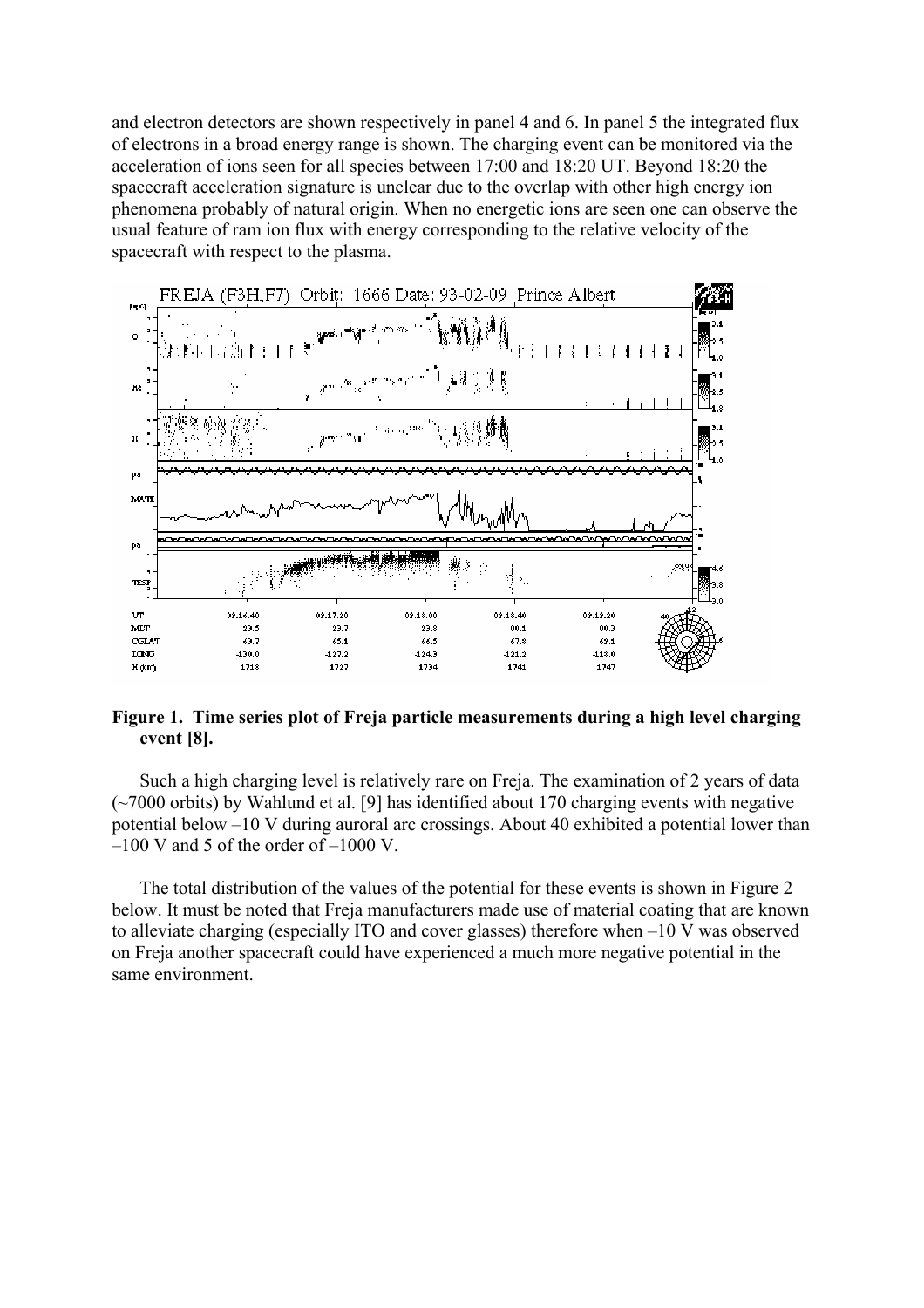and electron detectors are shown respectively in panel 4 and 6. In panel 5 the integrated flux of electrons in a broad energy range is shown. The charging event can be monitored via the acceleration of ions seen for all species between 17:00 and 18:20 UT. Beyond 18:20 the spacecraft acceleration signature is unclear due to the overlap with other high energy ion phenomena probably of natural origin. When no energetic ions are seen one can observe the usual feature of ram ion flux with energy corresponding to the relative velocity of the spacecraft with respect to the plasma.

**Figure 1. Time series plot of Freja particle measurements during a high level charging event [8].**

Such a high charging level is relatively rare on Freja. The examination of 2 years of data (~7000 orbits) by Wahlund et al. [9] has identified about 170 charging events with negative potential below –10 V during auroral arc crossings. About 40 exhibited a potential lower than –100 V and 5 of the order of –1000 V.

The total distribution of the values of the potential for these events is shown in Figure 2 below. It must be noted that Freja manufacturers made use of material coating that are known to alleviate charging (especially ITO and cover glasses) therefore when –10 V was observed on Freja another spacecraft could have experienced a much more negative potential in the same environment.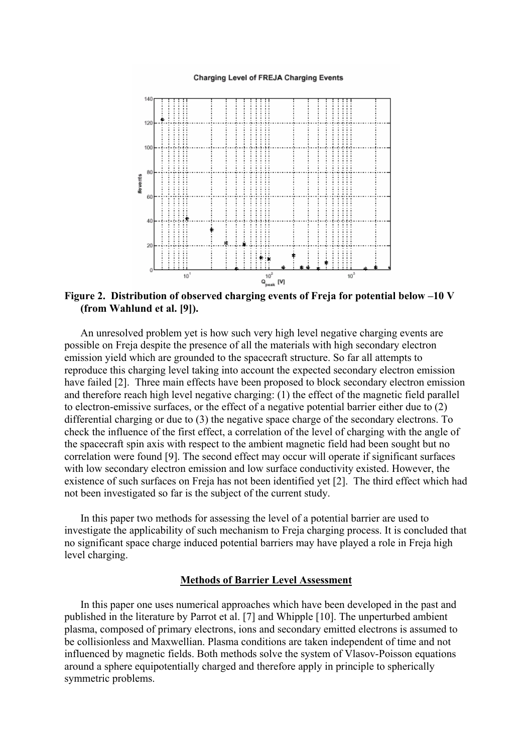Figure 2. Distribution of observed charging events of Freja for potential below –10 V (from Wahlund et al. [9]).

An unresolved problem yet is how such very high level negative charging events are possible on Freja despite the presence of all the materials with high secondary electron emission yield which are grounded to the spacecraft structure. So far all attempts to reproduce this charging level taking into account the expected secondary electron emission have failed [2]. Three main effects have been proposed to block secondary electron emission and therefore reach high level negative charging: (1) the effect of the magnetic field parallel to electron-emissive surfaces, or the effect of a negative potential barrier either due to (2) differential charging or due to (3) the negative space charge of the secondary electrons. To check the influence of the first effect, a correlation of the level of charging with the angle of the spacecraft spin axis with respect to the ambient magnetic field had been sought but no correlation were found [9]. The second effect may occur will operate if significant surfaces with low secondary electron emission and low surface conductivity existed. However, the existence of such surfaces on Freja has not been identified yet [2]. The third effect which had not been investigated so far is the subject of the current study.

In this paper two methods for assessing the level of a potential barrier are used to investigate the applicability of such mechanism to Freja charging process. It is concluded that no significant space charge induced potential barriers may have played a role in Freja high level charging.

## Methods of Barrier Level Assessment

In this paper one uses numerical approaches which have been developed in the past and published in the literature by Parrot et al. [7] and Whipple [10]. The unperturbed ambient plasma, composed of primary electrons, ions and secondary emitted electrons is assumed to be collisionless and Maxwellian. Plasma conditions are taken independent of time and not influenced by magnetic fields. Both methods solve the system of Vlasov-Poisson equations around a sphere equipotentially charged and therefore apply in principle to spherically symmetric problems.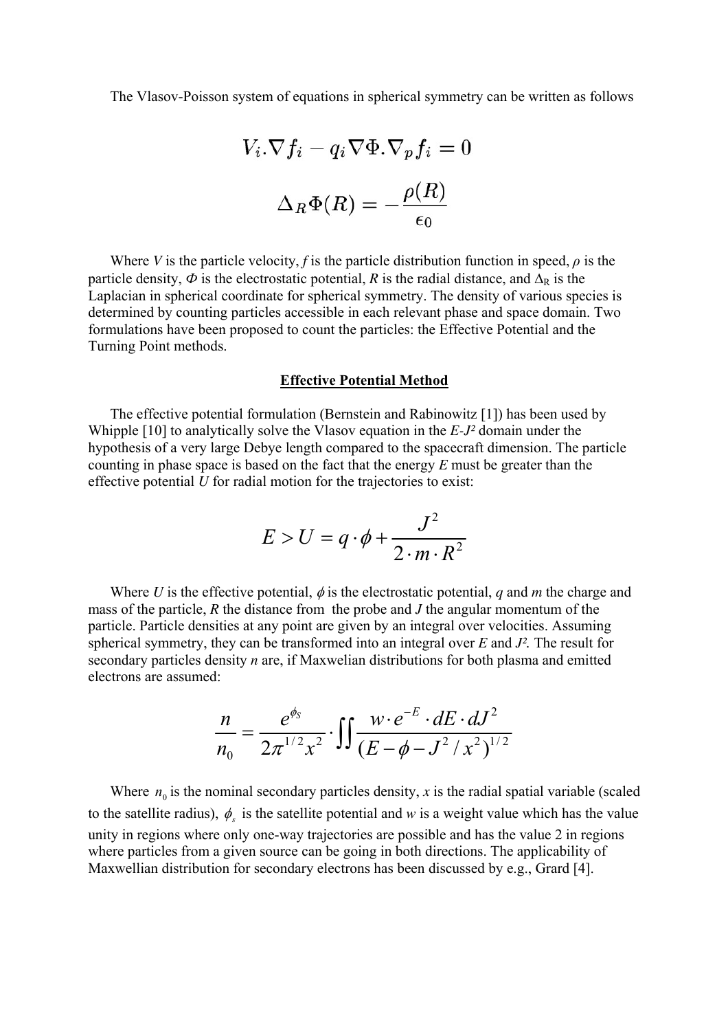The Vlasov-Poisson system of equations in spherical symmetry can be written as follows

$$V_i.\nabla f_i - q_i \nabla \Phi . \nabla_p f_i = 0$$

$$\Delta_R \Phi(R) = -\frac{\rho(R)}{\epsilon_0}$$

Where *V* is the particle velocity, *f* is the particle distribution function in speed, $\rho$ is the particle density, $\Phi$ is the electrostatic potential, *R* is the radial distance, and $\Delta_R$ is the Laplacian in spherical coordinate for spherical symmetry. The density of various species is determined by counting particles accessible in each relevant phase and space domain. Two formulations have been proposed to count the particles: the Effective Potential and the Turning Point methods.

## Effective Potential Method

The effective potential formulation (Bernstein and Rabinowitz [1]) has been used by Whipple [10] to analytically solve the Vlasov equation in the $E$-$J^2$ domain under the hypothesis of a very large Debye length compared to the spacecraft dimension. The particle counting in phase space is based on the fact that the energy *E* must be greater than the effective potential *U* for radial motion for the trajectories to exist:

$$E > U = q \cdot \phi + \frac{J^2}{2 \cdot m \cdot R^2}$$

Where *U* is the effective potential, $\phi$ is the electrostatic potential, *q* and *m* the charge and mass of the particle, *R* the distance from the probe and *J* the angular momentum of the particle. Particle densities at any point are given by an integral over velocities. Assuming spherical symmetry, they can be transformed into an integral over *E* and $J^2$. The result for secondary particles density *n* are, if Maxwelian distributions for both plasma and emitted electrons are assumed:

$$\frac{n}{n_0} = \frac{e^{\phi_S}}{2\pi^{1/2} x^2} \cdot \iint \frac{w \cdot e^{-E} \cdot dE \cdot dJ^2}{(E - \phi - J^2 / x^2)^{1/2}}$$

Where $n_0$ is the nominal secondary particles density, *x* is the radial spatial variable (scaled to the satellite radius), $\phi_s$ is the satellite potential and *w* is a weight value which has the value unity in regions where only one-way trajectories are possible and has the value 2 in regions where particles from a given source can be going in both directions. The applicability of Maxwellian distribution for secondary electrons has been discussed by e.g., Grard [4].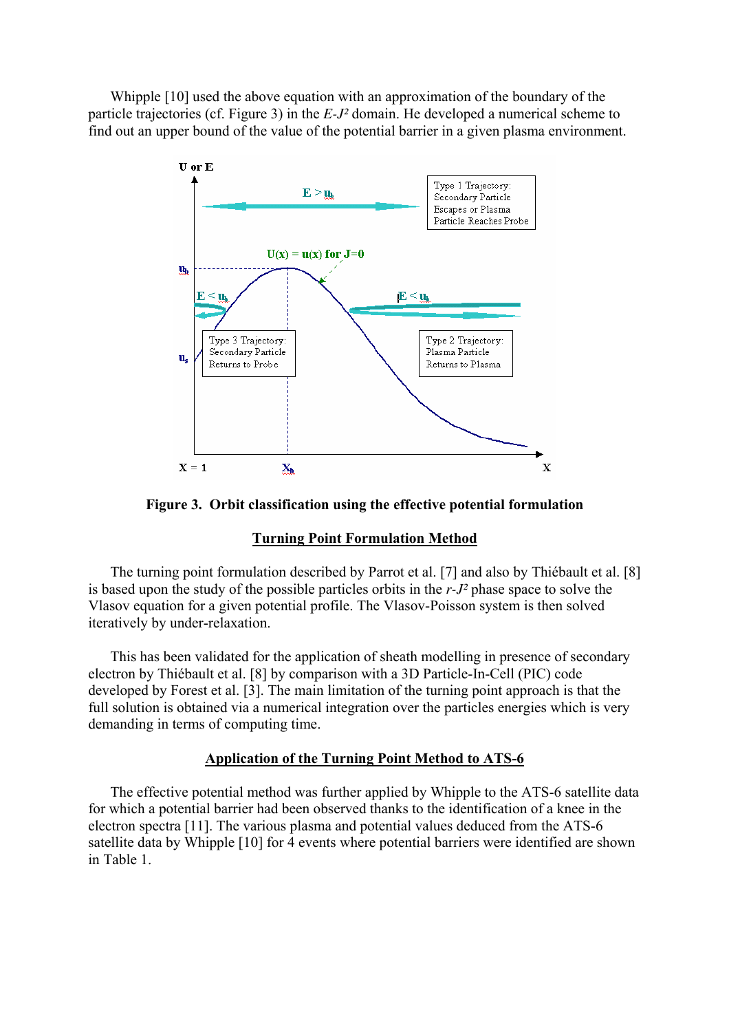Whipple [10] used the above equation with an approximation of the boundary of the particle trajectories (cf. Figure 3) in the *E*-$J^2$ domain. He developed a numerical scheme to find out an upper bound of the value of the potential barrier in a given plasma environment.

**Figure 3. Orbit classification using the effective potential formulation**

## Turning Point Formulation Method

The turning point formulation described by Parrot et al. [7] and also by Thiébault et al. [8] is based upon the study of the possible particles orbits in the *r*-$J^2$ phase space to solve the Vlasov equation for a given potential profile. The Vlasov-Poisson system is then solved iteratively by under-relaxation.

This has been validated for the application of sheath modelling in presence of secondary electron by Thiébault et al. [8] by comparison with a 3D Particle-In-Cell (PIC) code developed by Forest et al. [3]. The main limitation of the turning point approach is that the full solution is obtained via a numerical integration over the particles energies which is very demanding in terms of computing time.

## Application of the Turning Point Method to ATS-6

The effective potential method was further applied by Whipple to the ATS-6 satellite data for which a potential barrier had been observed thanks to the identification of a knee in the electron spectra [11]. The various plasma and potential values deduced from the ATS-6 satellite data by Whipple [10] for 4 events where potential barriers were identified are shown in Table 1.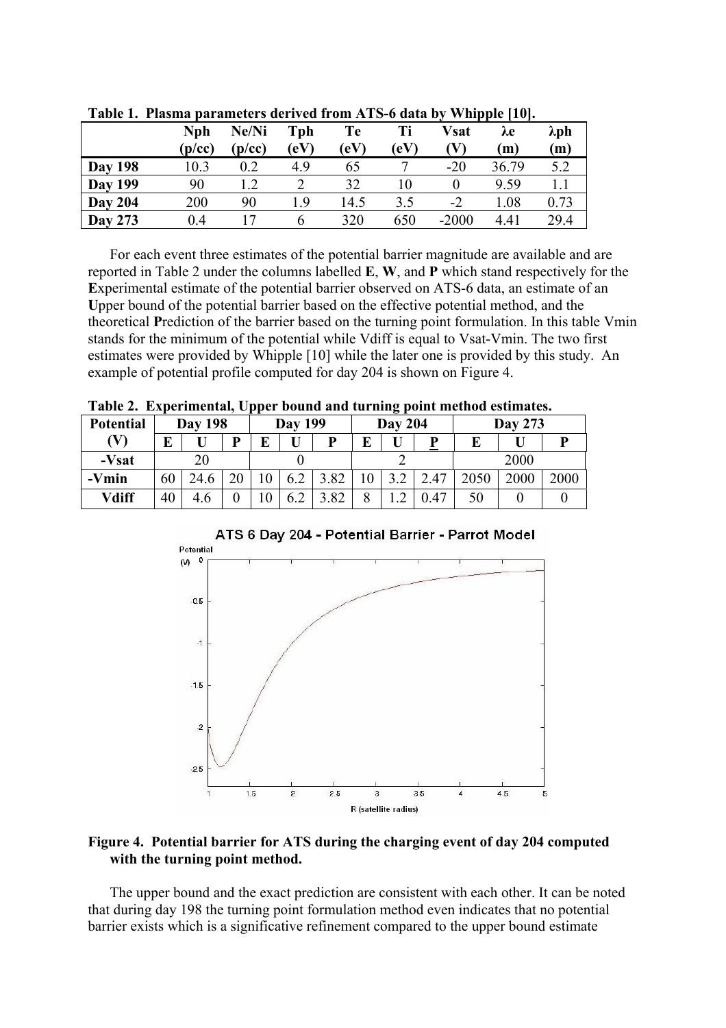**Table 1. Plasma parameters derived from ATS-6 data by Whipple [10].**

| | Nph (p/cc) | Ne/Ni (p/cc) | Tph (eV) | Te (eV) | Ti (eV) | Vsat (V) | λe (m) | λph (m) |
|---|---|---|---|---|---|---|---|---|
| **Day 198** | 10.3 | 0.2 | 4.9 | 65 | 7 | -20 | 36.79 | 5.2 |
| **Day 199** | 90 | 1.2 | 2 | 32 | 10 | 0 | 9.59 | 1.1 |
| **Day 204** | 200 | 90 | 1.9 | 14.5 | 3.5 | -2 | 1.08 | 0.73 |
| **Day 273** | 0.4 | 17 | 6 | 320 | 650 | -2000 | 4.41 | 29.4 |

For each event three estimates of the potential barrier magnitude are available and are reported in Table 2 under the columns labelled **E**, **W**, and **P** which stand respectively for the **E**xperimental estimate of the potential barrier observed on ATS-6 data, an estimate of an **U**pper bound of the potential barrier based on the effective potential method, and the theoretical **P**rediction of the barrier based on the turning point formulation. In this table Vmin stands for the minimum of the potential while Vdiff is equal to Vsat-Vmin. The two first estimates were provided by Whipple [10] while the later one is provided by this study. An example of potential profile computed for day 204 is shown on Figure 4.

**Table 2. Experimental, Upper bound and turning point method estimates.**

| Potential (V) | Day 198 | | | Day 199 | | | Day 204 | | | Day 273 | | |
|---|---|---|---|---|---|---|---|---|---|---|---|---|
| | E | U | P | E | U | P | E | U | P | E | U | P |
| **-Vsat** | 20 | | | 0 | | | 2 | | | 2000 | | |
| **-Vmin** | 60 | 24.6 | 20 | 10 | 6.2 | 3.82 | 10 | 3.2 | 2.47 | 2050 | 2000 | 2000 |
| **Vdiff** | 40 | 4.6 | 0 | 10 | 6.2 | 3.82 | 8 | 1.2 | 0.47 | 50 | 0 | 0 |

**Figure 4. Potential barrier for ATS during the charging event of day 204 computed with the turning point method.**

The upper bound and the exact prediction are consistent with each other. It can be noted that during day 198 the turning point formulation method even indicates that no potential barrier exists which is a significative refinement compared to the upper bound estimate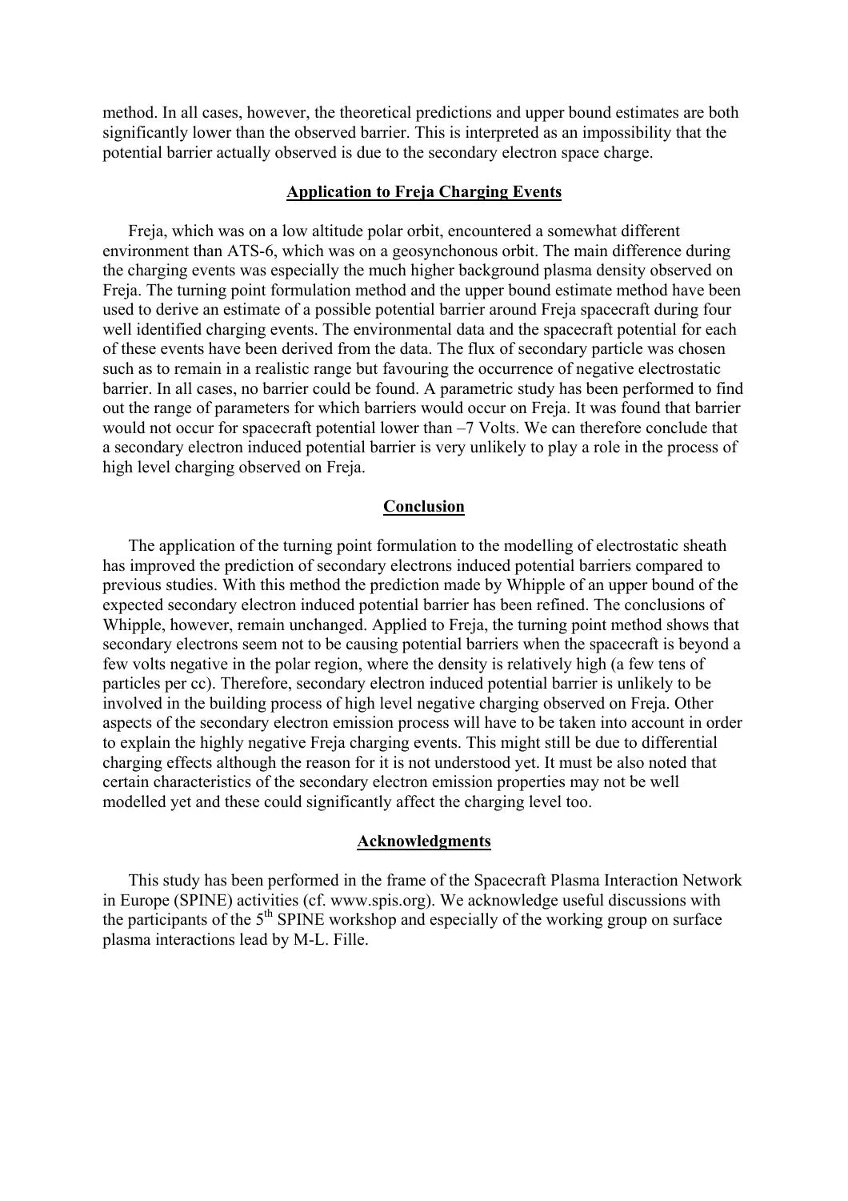method. In all cases, however, the theoretical predictions and upper bound estimates are both significantly lower than the observed barrier. This is interpreted as an impossibility that the potential barrier actually observed is due to the secondary electron space charge.

## Application to Freja Charging Events

Freja, which was on a low altitude polar orbit, encountered a somewhat different environment than ATS-6, which was on a geosynchonous orbit. The main difference during the charging events was especially the much higher background plasma density observed on Freja. The turning point formulation method and the upper bound estimate method have been used to derive an estimate of a possible potential barrier around Freja spacecraft during four well identified charging events. The environmental data and the spacecraft potential for each of these events have been derived from the data. The flux of secondary particle was chosen such as to remain in a realistic range but favouring the occurrence of negative electrostatic barrier. In all cases, no barrier could be found. A parametric study has been performed to find out the range of parameters for which barriers would occur on Freja. It was found that barrier would not occur for spacecraft potential lower than –7 Volts. We can therefore conclude that a secondary electron induced potential barrier is very unlikely to play a role in the process of high level charging observed on Freja.

## Conclusion

The application of the turning point formulation to the modelling of electrostatic sheath has improved the prediction of secondary electrons induced potential barriers compared to previous studies. With this method the prediction made by Whipple of an upper bound of the expected secondary electron induced potential barrier has been refined. The conclusions of Whipple, however, remain unchanged. Applied to Freja, the turning point method shows that secondary electrons seem not to be causing potential barriers when the spacecraft is beyond a few volts negative in the polar region, where the density is relatively high (a few tens of particles per cc). Therefore, secondary electron induced potential barrier is unlikely to be involved in the building process of high level negative charging observed on Freja. Other aspects of the secondary electron emission process will have to be taken into account in order to explain the highly negative Freja charging events. This might still be due to differential charging effects although the reason for it is not understood yet. It must be also noted that certain characteristics of the secondary electron emission properties may not be well modelled yet and these could significantly affect the charging level too.

## Acknowledgments

This study has been performed in the frame of the Spacecraft Plasma Interaction Network in Europe (SPINE) activities (cf. www.spis.org). We acknowledge useful discussions with the participants of the 5th SPINE workshop and especially of the working group on surface plasma interactions lead by M-L. Fille.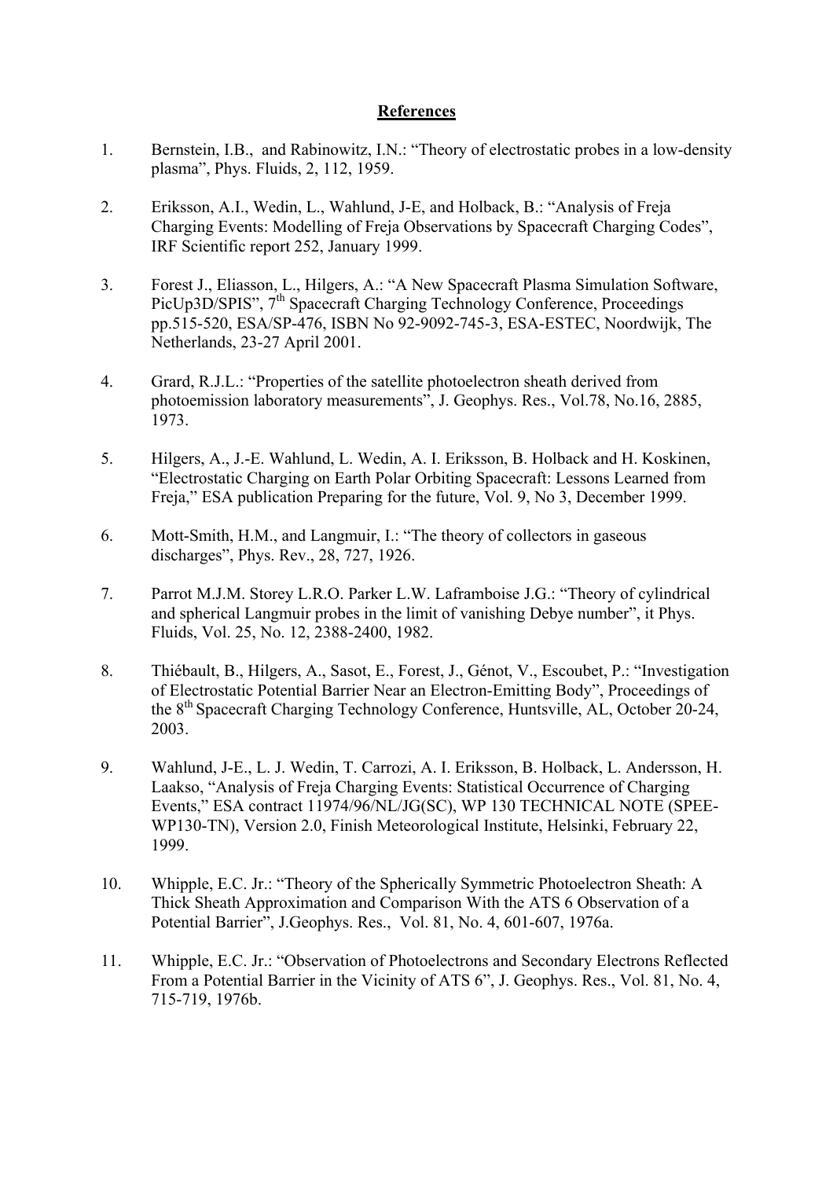## References

1. Bernstein, I.B., and Rabinowitz, I.N.: "Theory of electrostatic probes in a low-density plasma", Phys. Fluids, 2, 112, 1959.

2. Eriksson, A.I., Wedin, L., Wahlund, J-E, and Holback, B.: "Analysis of Freja Charging Events: Modelling of Freja Observations by Spacecraft Charging Codes", IRF Scientific report 252, January 1999.

3. Forest J., Eliasson, L., Hilgers, A.: "A New Spacecraft Plasma Simulation Software, PicUp3D/SPIS", 7th Spacecraft Charging Technology Conference, Proceedings pp.515-520, ESA/SP-476, ISBN No 92-9092-745-3, ESA-ESTEC, Noordwijk, The Netherlands, 23-27 April 2001.

4. Grard, R.J.L.: "Properties of the satellite photoelectron sheath derived from photoemission laboratory measurements", J. Geophys. Res., Vol.78, No.16, 2885, 1973.

5. Hilgers, A., J.-E. Wahlund, L. Wedin, A. I. Eriksson, B. Holback and H. Koskinen, "Electrostatic Charging on Earth Polar Orbiting Spacecraft: Lessons Learned from Freja," ESA publication Preparing for the future, Vol. 9, No 3, December 1999.

6. Mott-Smith, H.M., and Langmuir, I.: "The theory of collectors in gaseous discharges", Phys. Rev., 28, 727, 1926.

7. Parrot M.J.M. Storey L.R.O. Parker L.W. Laframboise J.G.: "Theory of cylindrical and spherical Langmuir probes in the limit of vanishing Debye number", it Phys. Fluids, Vol. 25, No. 12, 2388-2400, 1982.

8. Thiébault, B., Hilgers, A., Sasot, E., Forest, J., Génot, V., Escoubet, P.: "Investigation of Electrostatic Potential Barrier Near an Electron-Emitting Body", Proceedings of the 8th Spacecraft Charging Technology Conference, Huntsville, AL, October 20-24, 2003.

9. Wahlund, J-E., L. J. Wedin, T. Carrozi, A. I. Eriksson, B. Holback, L. Andersson, H. Laakso, "Analysis of Freja Charging Events: Statistical Occurrence of Charging Events," ESA contract 11974/96/NL/JG(SC), WP 130 TECHNICAL NOTE (SPEE-WP130-TN), Version 2.0, Finish Meteorological Institute, Helsinki, February 22, 1999.

10. Whipple, E.C. Jr.: "Theory of the Spherically Symmetric Photoelectron Sheath: A Thick Sheath Approximation and Comparison With the ATS 6 Observation of a Potential Barrier", J.Geophys. Res., Vol. 81, No. 4, 601-607, 1976a.

11. Whipple, E.C. Jr.: "Observation of Photoelectrons and Secondary Electrons Reflected From a Potential Barrier in the Vicinity of ATS 6", J. Geophys. Res., Vol. 81, No. 4, 715-719, 1976b.